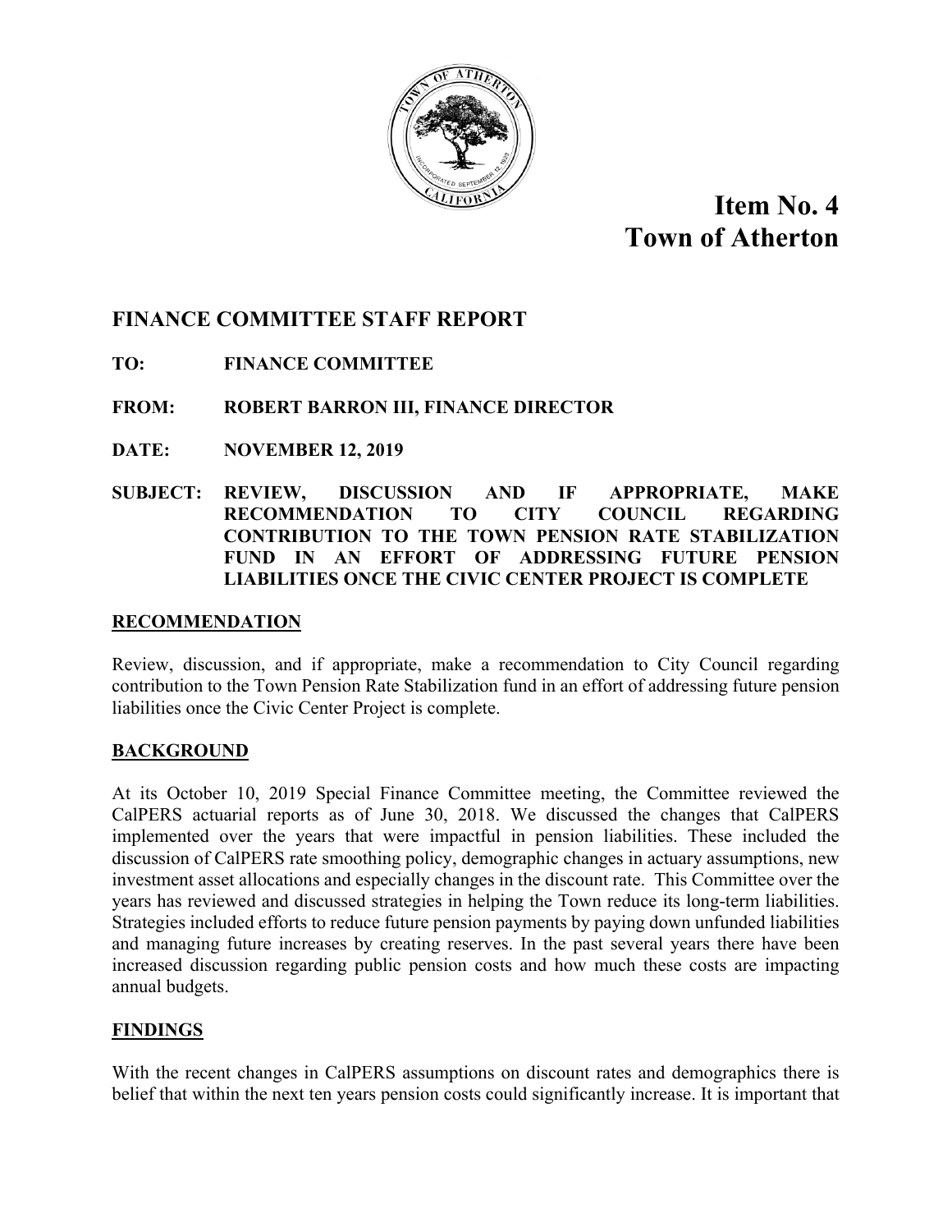# Item No. 4
# Town of Atherton

## FINANCE COMMITTEE STAFF REPORT

**TO:** FINANCE COMMITTEE

**FROM:** ROBERT BARRON III, FINANCE DIRECTOR

**DATE:** NOVEMBER 12, 2019

**SUBJECT:** REVIEW, DISCUSSION AND IF APPROPRIATE, MAKE RECOMMENDATION TO CITY COUNCIL REGARDING CONTRIBUTION TO THE TOWN PENSION RATE STABILIZATION FUND IN AN EFFORT OF ADDRESSING FUTURE PENSION LIABILITIES ONCE THE CIVIC CENTER PROJECT IS COMPLETE

### RECOMMENDATION

Review, discussion, and if appropriate, make a recommendation to City Council regarding contribution to the Town Pension Rate Stabilization fund in an effort of addressing future pension liabilities once the Civic Center Project is complete.

### BACKGROUND

At its October 10, 2019 Special Finance Committee meeting, the Committee reviewed the CalPERS actuarial reports as of June 30, 2018. We discussed the changes that CalPERS implemented over the years that were impactful in pension liabilities. These included the discussion of CalPERS rate smoothing policy, demographic changes in actuary assumptions, new investment asset allocations and especially changes in the discount rate. This Committee over the years has reviewed and discussed strategies in helping the Town reduce its long-term liabilities. Strategies included efforts to reduce future pension payments by paying down unfunded liabilities and managing future increases by creating reserves. In the past several years there have been increased discussion regarding public pension costs and how much these costs are impacting annual budgets.

### FINDINGS

With the recent changes in CalPERS assumptions on discount rates and demographics there is belief that within the next ten years pension costs could significantly increase. It is important that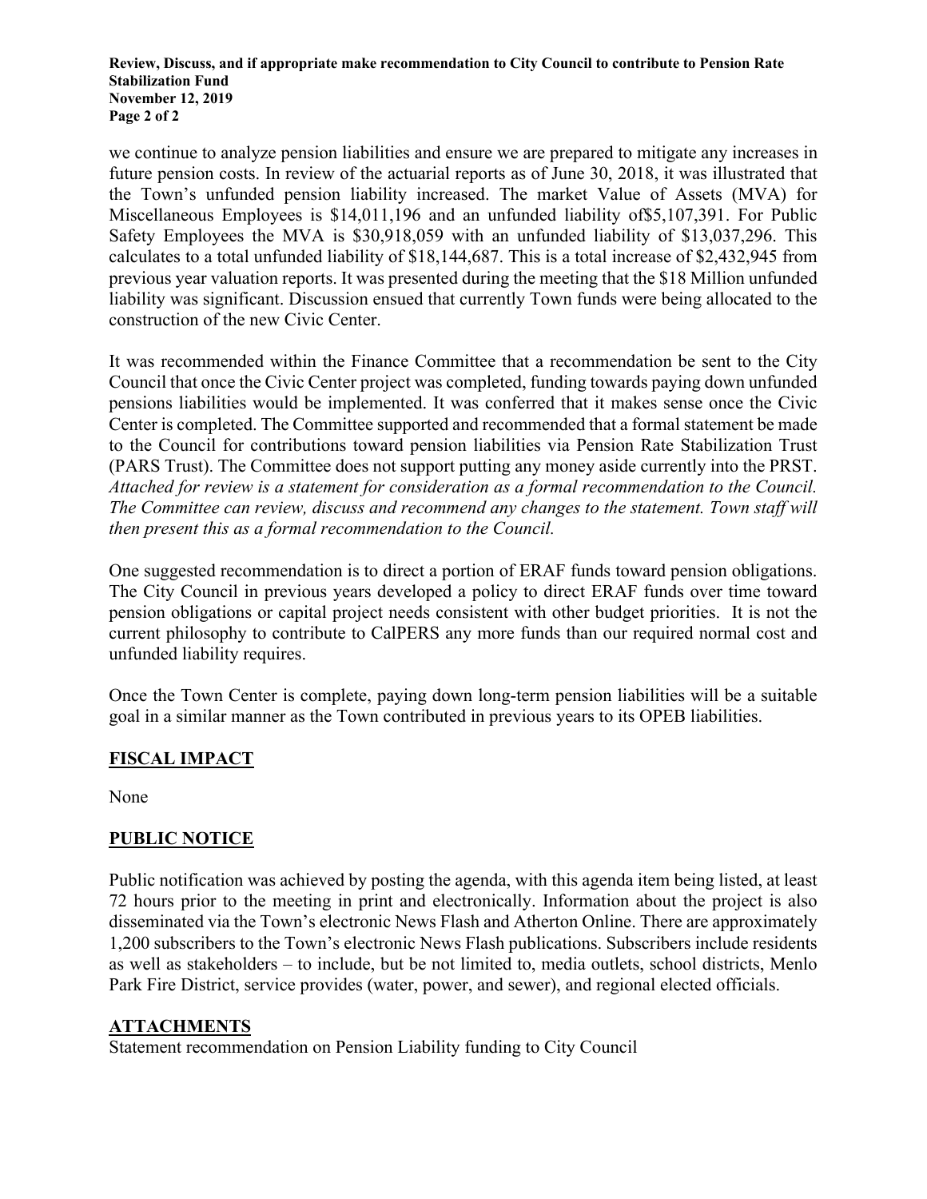we continue to analyze pension liabilities and ensure we are prepared to mitigate any increases in future pension costs. In review of the actuarial reports as of June 30, 2018, it was illustrated that the Town's unfunded pension liability increased. The market Value of Assets (MVA) for Miscellaneous Employees is $14,011,196 and an unfunded liability of$5,107,391. For Public Safety Employees the MVA is $30,918,059 with an unfunded liability of $13,037,296. This calculates to a total unfunded liability of $18,144,687. This is a total increase of $2,432,945 from previous year valuation reports. It was presented during the meeting that the $18 Million unfunded liability was significant. Discussion ensued that currently Town funds were being allocated to the construction of the new Civic Center.

It was recommended within the Finance Committee that a recommendation be sent to the City Council that once the Civic Center project was completed, funding towards paying down unfunded pensions liabilities would be implemented. It was conferred that it makes sense once the Civic Center is completed. The Committee supported and recommended that a formal statement be made to the Council for contributions toward pension liabilities via Pension Rate Stabilization Trust (PARS Trust). The Committee does not support putting any money aside currently into the PRST. *Attached for review is a statement for consideration as a formal recommendation to the Council. The Committee can review, discuss and recommend any changes to the statement. Town staff will then present this as a formal recommendation to the Council.*

One suggested recommendation is to direct a portion of ERAF funds toward pension obligations. The City Council in previous years developed a policy to direct ERAF funds over time toward pension obligations or capital project needs consistent with other budget priorities. It is not the current philosophy to contribute to CalPERS any more funds than our required normal cost and unfunded liability requires.

Once the Town Center is complete, paying down long-term pension liabilities will be a suitable goal in a similar manner as the Town contributed in previous years to its OPEB liabilities.

## FISCAL IMPACT

None

## PUBLIC NOTICE

Public notification was achieved by posting the agenda, with this agenda item being listed, at least 72 hours prior to the meeting in print and electronically. Information about the project is also disseminated via the Town's electronic News Flash and Atherton Online. There are approximately 1,200 subscribers to the Town's electronic News Flash publications. Subscribers include residents as well as stakeholders – to include, but be not limited to, media outlets, school districts, Menlo Park Fire District, service provides (water, power, and sewer), and regional elected officials.

## ATTACHMENTS

Statement recommendation on Pension Liability funding to City Council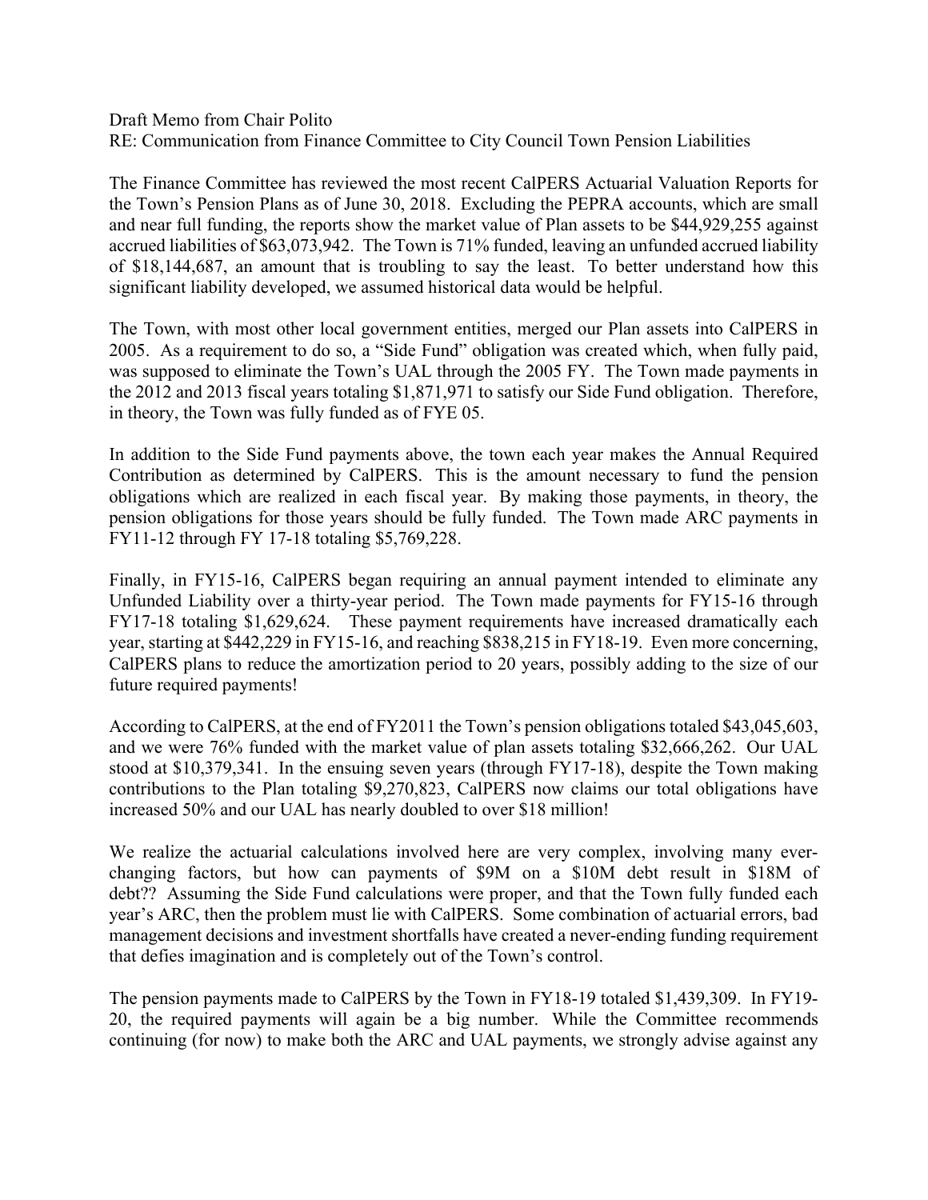Draft Memo from Chair Polito
RE: Communication from Finance Committee to City Council Town Pension Liabilities

The Finance Committee has reviewed the most recent CalPERS Actuarial Valuation Reports for the Town's Pension Plans as of June 30, 2018. Excluding the PEPRA accounts, which are small and near full funding, the reports show the market value of Plan assets to be $44,929,255 against accrued liabilities of $63,073,942. The Town is 71% funded, leaving an unfunded accrued liability of $18,144,687, an amount that is troubling to say the least. To better understand how this significant liability developed, we assumed historical data would be helpful.

The Town, with most other local government entities, merged our Plan assets into CalPERS in 2005. As a requirement to do so, a "Side Fund" obligation was created which, when fully paid, was supposed to eliminate the Town's UAL through the 2005 FY. The Town made payments in the 2012 and 2013 fiscal years totaling $1,871,971 to satisfy our Side Fund obligation. Therefore, in theory, the Town was fully funded as of FYE 05.

In addition to the Side Fund payments above, the town each year makes the Annual Required Contribution as determined by CalPERS. This is the amount necessary to fund the pension obligations which are realized in each fiscal year. By making those payments, in theory, the pension obligations for those years should be fully funded. The Town made ARC payments in FY11-12 through FY 17-18 totaling $5,769,228.

Finally, in FY15-16, CalPERS began requiring an annual payment intended to eliminate any Unfunded Liability over a thirty-year period. The Town made payments for FY15-16 through FY17-18 totaling $1,629,624. These payment requirements have increased dramatically each year, starting at $442,229 in FY15-16, and reaching $838,215 in FY18-19. Even more concerning, CalPERS plans to reduce the amortization period to 20 years, possibly adding to the size of our future required payments!

According to CalPERS, at the end of FY2011 the Town's pension obligations totaled $43,045,603, and we were 76% funded with the market value of plan assets totaling $32,666,262. Our UAL stood at $10,379,341. In the ensuing seven years (through FY17-18), despite the Town making contributions to the Plan totaling $9,270,823, CalPERS now claims our total obligations have increased 50% and our UAL has nearly doubled to over $18 million!

We realize the actuarial calculations involved here are very complex, involving many ever-changing factors, but how can payments of $9M on a $10M debt result in $18M of debt?? Assuming the Side Fund calculations were proper, and that the Town fully funded each year's ARC, then the problem must lie with CalPERS. Some combination of actuarial errors, bad management decisions and investment shortfalls have created a never-ending funding requirement that defies imagination and is completely out of the Town's control.

The pension payments made to CalPERS by the Town in FY18-19 totaled $1,439,309. In FY19-20, the required payments will again be a big number. While the Committee recommends continuing (for now) to make both the ARC and UAL payments, we strongly advise against any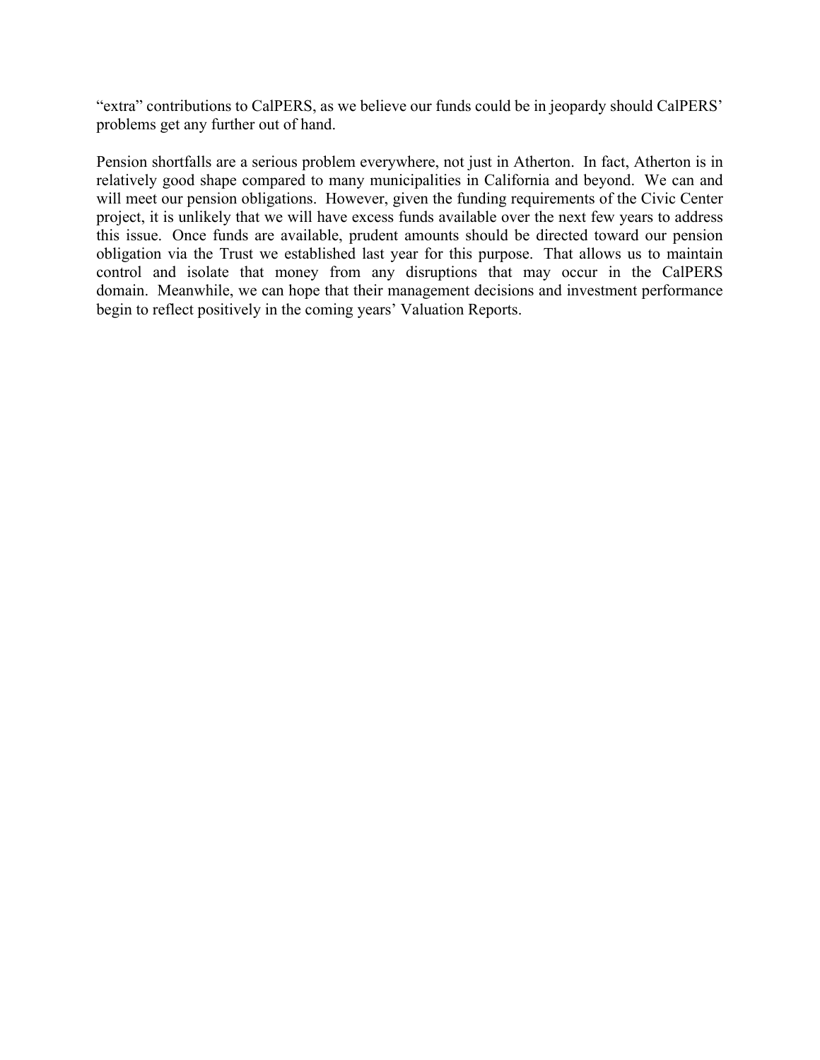"extra" contributions to CalPERS, as we believe our funds could be in jeopardy should CalPERS' problems get any further out of hand.

Pension shortfalls are a serious problem everywhere, not just in Atherton. In fact, Atherton is in relatively good shape compared to many municipalities in California and beyond. We can and will meet our pension obligations. However, given the funding requirements of the Civic Center project, it is unlikely that we will have excess funds available over the next few years to address this issue. Once funds are available, prudent amounts should be directed toward our pension obligation via the Trust we established last year for this purpose. That allows us to maintain control and isolate that money from any disruptions that may occur in the CalPERS domain. Meanwhile, we can hope that their management decisions and investment performance begin to reflect positively in the coming years' Valuation Reports.